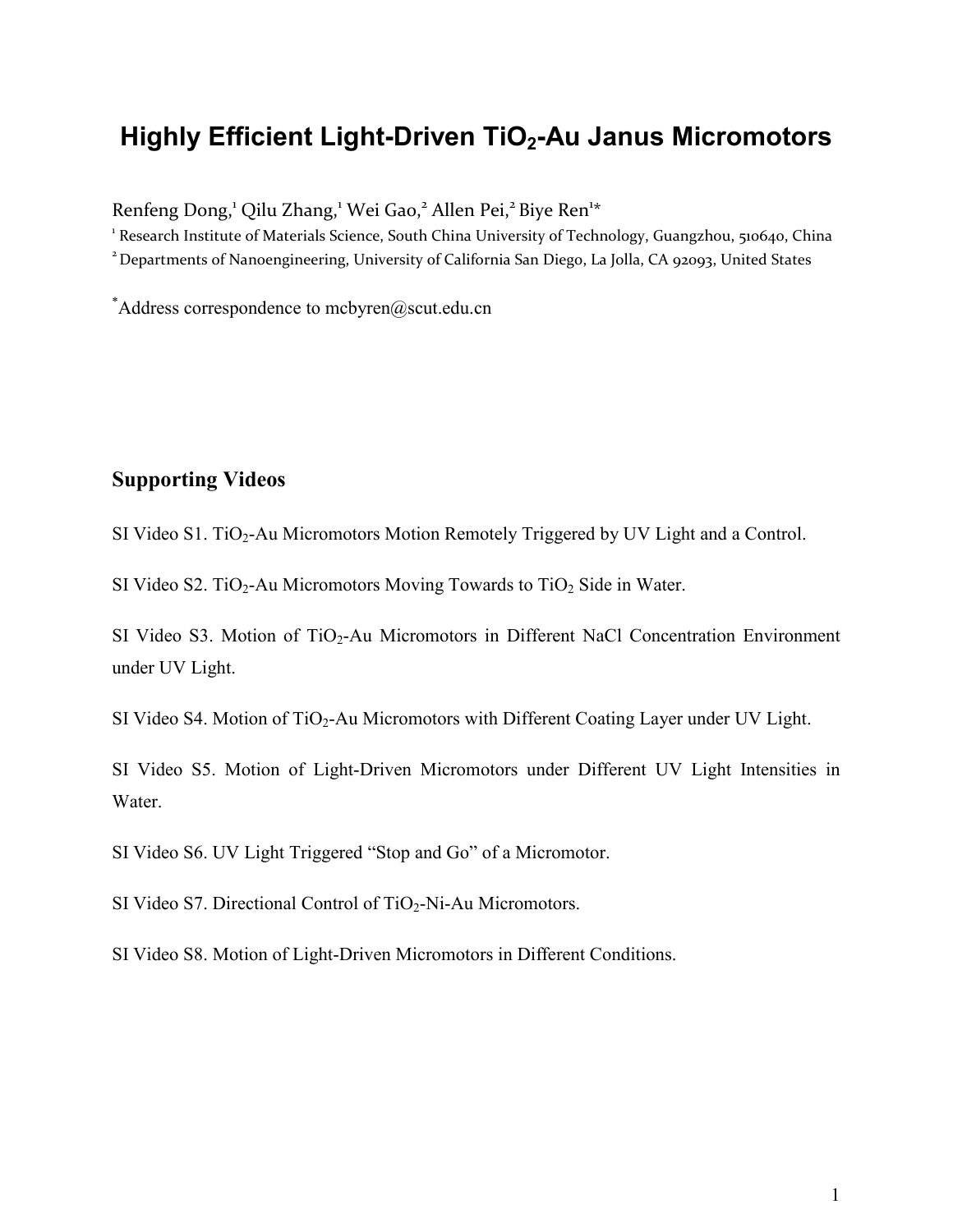# Highly Efficient Light-Driven $TiO_2$-Au Janus Micromotors

Renfeng Dong,[1] Qilu Zhang,[1] Wei Gao,[2] Allen Pei,[2] Biye Ren[1]*

[1] Research Institute of Materials Science, South China University of Technology, Guangzhou, 510640, China

[2] Departments of Nanoengineering, University of California San Diego, La Jolla, CA 92093, United States

*Address correspondence to mcbyren@scut.edu.cn

## Supporting Videos

SI Video S1. $TiO_2$-Au Micromotors Motion Remotely Triggered by UV Light and a Control.

SI Video S2. $TiO_2$-Au Micromotors Moving Towards to $TiO_2$ Side in Water.

SI Video S3. Motion of $TiO_2$-Au Micromotors in Different NaCl Concentration Environment under UV Light.

SI Video S4. Motion of $TiO_2$-Au Micromotors with Different Coating Layer under UV Light.

SI Video S5. Motion of Light-Driven Micromotors under Different UV Light Intensities in Water.

SI Video S6. UV Light Triggered "Stop and Go" of a Micromotor.

SI Video S7. Directional Control of $TiO_2$-Ni-Au Micromotors.

SI Video S8. Motion of Light-Driven Micromotors in Different Conditions.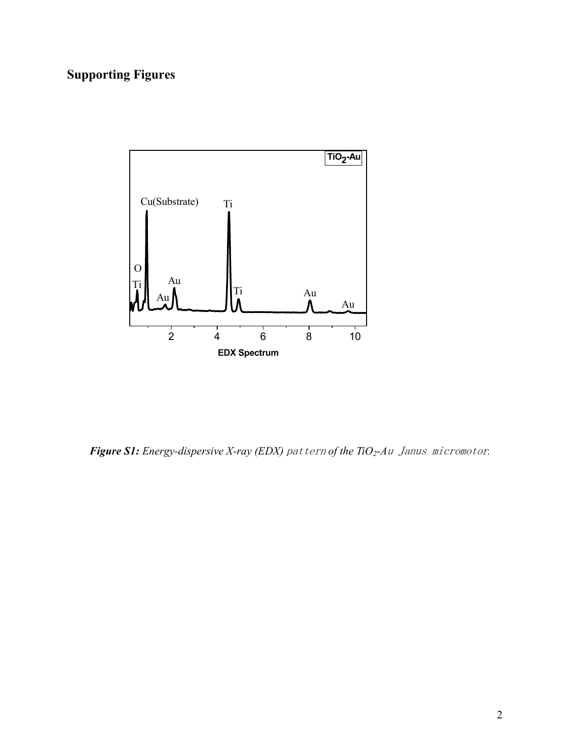## Supporting Figures

***Figure S1:*** *Energy-dispersive X-ray (EDX) pattern of the $TiO_2$-Au Janus micromotor.*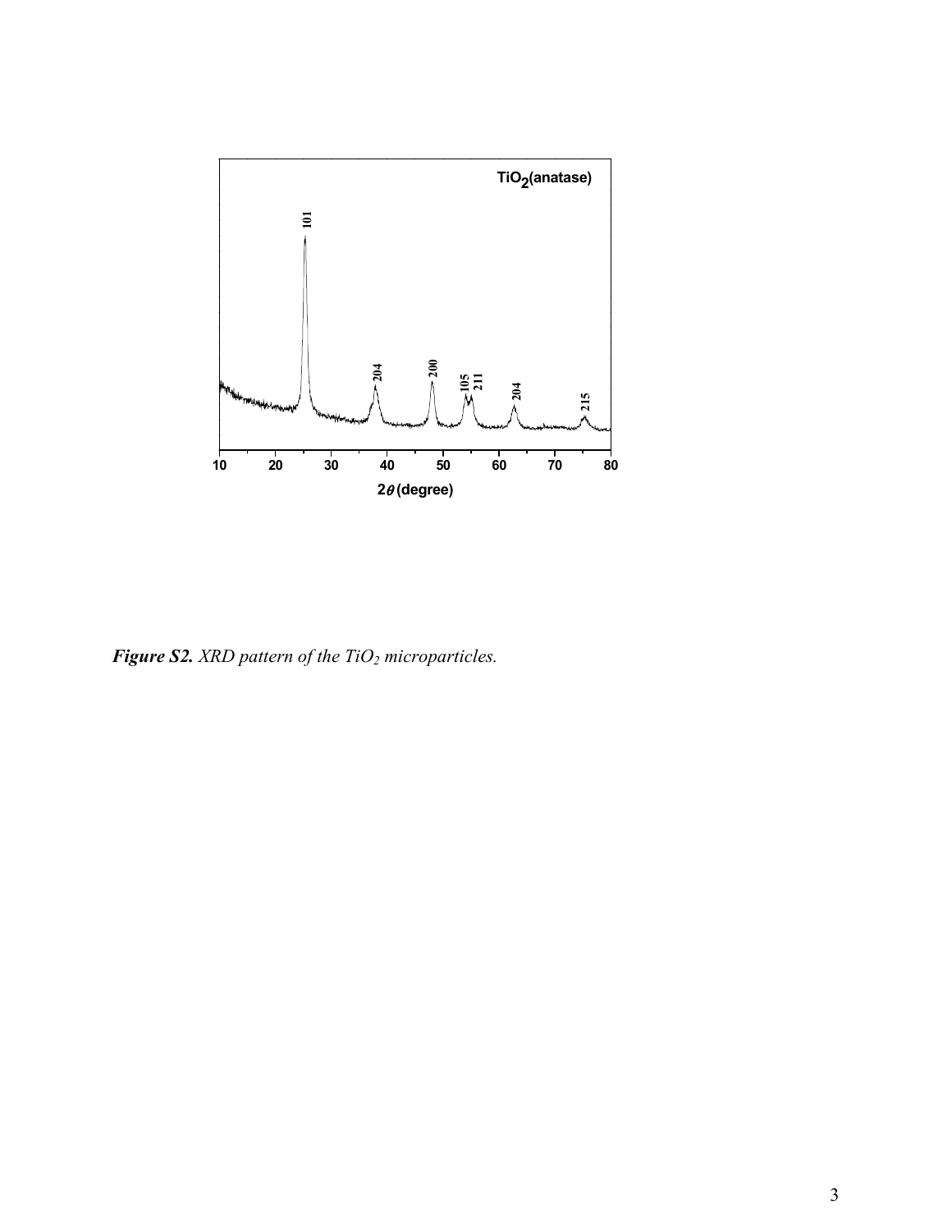TiO$_2$(anatase)

101

204

200

105

211

204

215

10 20 30 40 50 60 70 80

2$\theta$ (degree)

***Figure S2.*** *XRD pattern of the TiO$_2$ microparticles.*